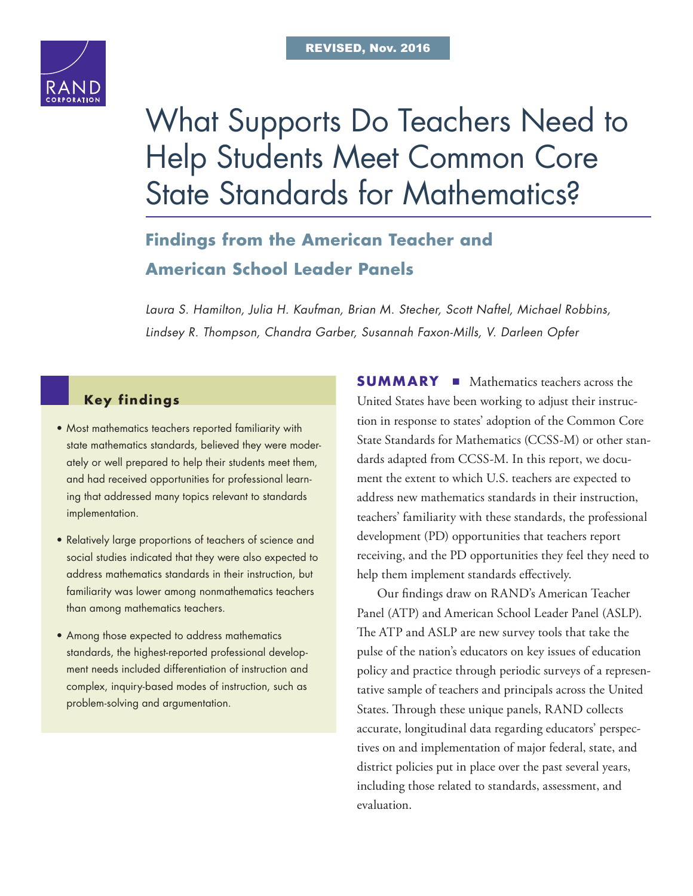REVISED, Nov. 2016

# What Supports Do Teachers Need to Help Students Meet Common Core State Standards for Mathematics?

## Findings from the American Teacher and American School Leader Panels

*Laura S. Hamilton, Julia H. Kaufman, Brian M. Stecher, Scott Naftel, Michael Robbins, Lindsey R. Thompson, Chandra Garber, Susannah Faxon-Mills, V. Darleen Opfer*

### Key findings

- Most mathematics teachers reported familiarity with state mathematics standards, believed they were moderately or well prepared to help their students meet them, and had received opportunities for professional learning that addressed many topics relevant to standards implementation.
- Relatively large proportions of teachers of science and social studies indicated that they were also expected to address mathematics standards in their instruction, but familiarity was lower among nonmathematics teachers than among mathematics teachers.
- Among those expected to address mathematics standards, the highest-reported professional development needs included differentiation of instruction and complex, inquiry-based modes of instruction, such as problem-solving and argumentation.

**SUMMARY** ■ Mathematics teachers across the United States have been working to adjust their instruction in response to states' adoption of the Common Core State Standards for Mathematics (CCSS-M) or other standards adapted from CCSS-M. In this report, we document the extent to which U.S. teachers are expected to address new mathematics standards in their instruction, teachers' familiarity with these standards, the professional development (PD) opportunities that teachers report receiving, and the PD opportunities they feel they need to help them implement standards effectively.

Our findings draw on RAND's American Teacher Panel (ATP) and American School Leader Panel (ASLP). The ATP and ASLP are new survey tools that take the pulse of the nation's educators on key issues of education policy and practice through periodic surveys of a representative sample of teachers and principals across the United States. Through these unique panels, RAND collects accurate, longitudinal data regarding educators' perspectives on and implementation of major federal, state, and district policies put in place over the past several years, including those related to standards, assessment, and evaluation.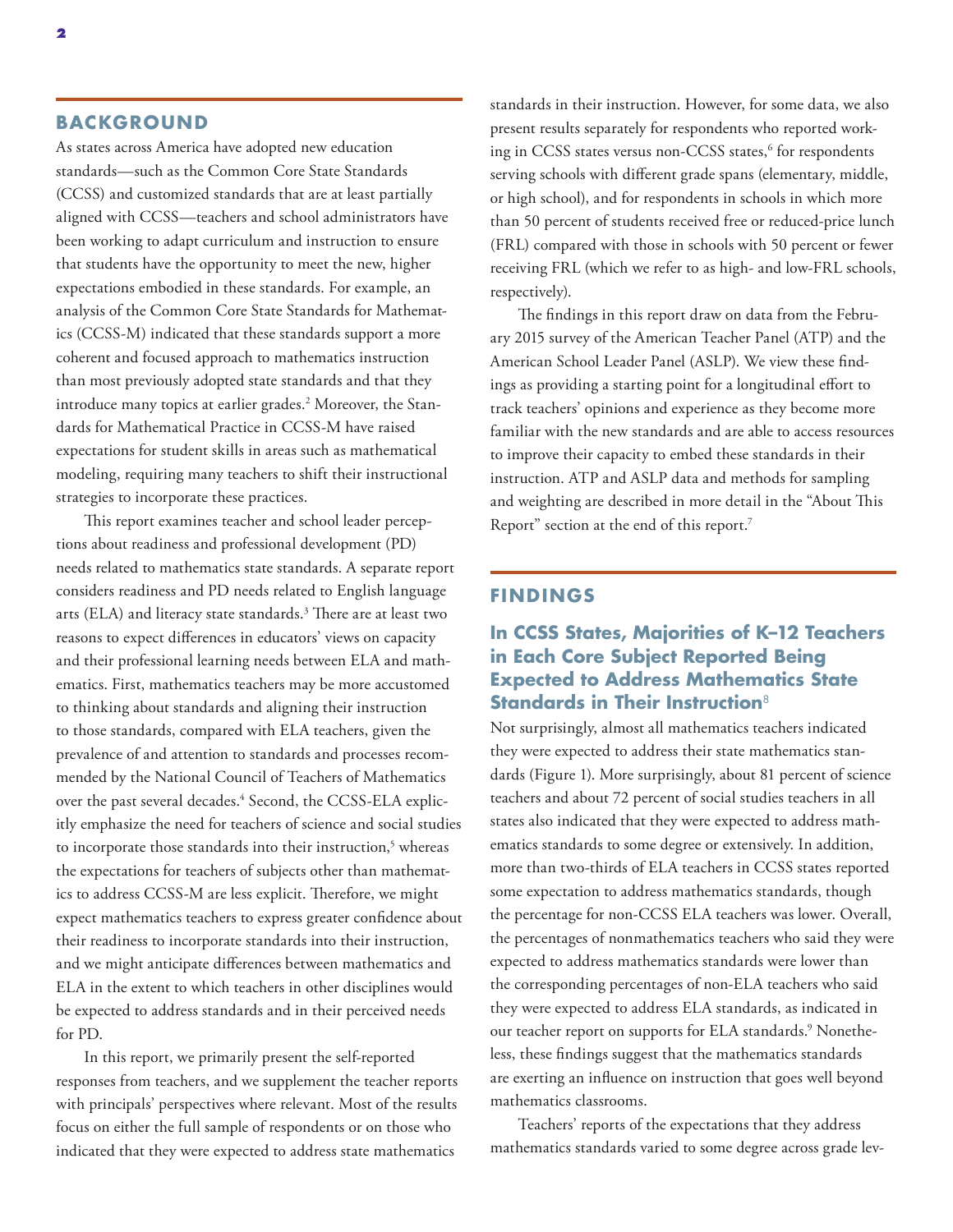## BACKGROUND

As states across America have adopted new education standards—such as the Common Core State Standards (CCSS) and customized standards that are at least partially aligned with CCSS—teachers and school administrators have been working to adapt curriculum and instruction to ensure that students have the opportunity to meet the new, higher expectations embodied in these standards. For example, an analysis of the Common Core State Standards for Mathematics (CCSS-M) indicated that these standards support a more coherent and focused approach to mathematics instruction than most previously adopted state standards and that they introduce many topics at earlier grades.[2] Moreover, the Standards for Mathematical Practice in CCSS-M have raised expectations for student skills in areas such as mathematical modeling, requiring many teachers to shift their instructional strategies to incorporate these practices.

This report examines teacher and school leader perceptions about readiness and professional development (PD) needs related to mathematics state standards. A separate report considers readiness and PD needs related to English language arts (ELA) and literacy state standards.[3] There are at least two reasons to expect differences in educators' views on capacity and their professional learning needs between ELA and mathematics. First, mathematics teachers may be more accustomed to thinking about standards and aligning their instruction to those standards, compared with ELA teachers, given the prevalence of and attention to standards and processes recommended by the National Council of Teachers of Mathematics over the past several decades.[4] Second, the CCSS-ELA explicitly emphasize the need for teachers of science and social studies to incorporate those standards into their instruction,[5] whereas the expectations for teachers of subjects other than mathematics to address CCSS-M are less explicit. Therefore, we might expect mathematics teachers to express greater confidence about their readiness to incorporate standards into their instruction, and we might anticipate differences between mathematics and ELA in the extent to which teachers in other disciplines would be expected to address standards and in their perceived needs for PD.

In this report, we primarily present the self-reported responses from teachers, and we supplement the teacher reports with principals' perspectives where relevant. Most of the results focus on either the full sample of respondents or on those who indicated that they were expected to address state mathematics standards in their instruction. However, for some data, we also present results separately for respondents who reported working in CCSS states versus non-CCSS states,[6] for respondents serving schools with different grade spans (elementary, middle, or high school), and for respondents in schools in which more than 50 percent of students received free or reduced-price lunch (FRL) compared with those in schools with 50 percent or fewer receiving FRL (which we refer to as high- and low-FRL schools, respectively).

The findings in this report draw on data from the February 2015 survey of the American Teacher Panel (ATP) and the American School Leader Panel (ASLP). We view these findings as providing a starting point for a longitudinal effort to track teachers' opinions and experience as they become more familiar with the new standards and are able to access resources to improve their capacity to embed these standards in their instruction. ATP and ASLP data and methods for sampling and weighting are described in more detail in the "About This Report" section at the end of this report.[7]

## FINDINGS

### In CCSS States, Majorities of K–12 Teachers in Each Core Subject Reported Being Expected to Address Mathematics State Standards in Their Instruction[8]

Not surprisingly, almost all mathematics teachers indicated they were expected to address their state mathematics standards (Figure 1). More surprisingly, about 81 percent of science teachers and about 72 percent of social studies teachers in all states also indicated that they were expected to address mathematics standards to some degree or extensively. In addition, more than two-thirds of ELA teachers in CCSS states reported some expectation to address mathematics standards, though the percentage for non-CCSS ELA teachers was lower. Overall, the percentages of nonmathematics teachers who said they were expected to address mathematics standards were lower than the corresponding percentages of non-ELA teachers who said they were expected to address ELA standards, as indicated in our teacher report on supports for ELA standards.[9] Nonetheless, these findings suggest that the mathematics standards are exerting an influence on instruction that goes well beyond mathematics classrooms.

Teachers' reports of the expectations that they address mathematics standards varied to some degree across grade lev-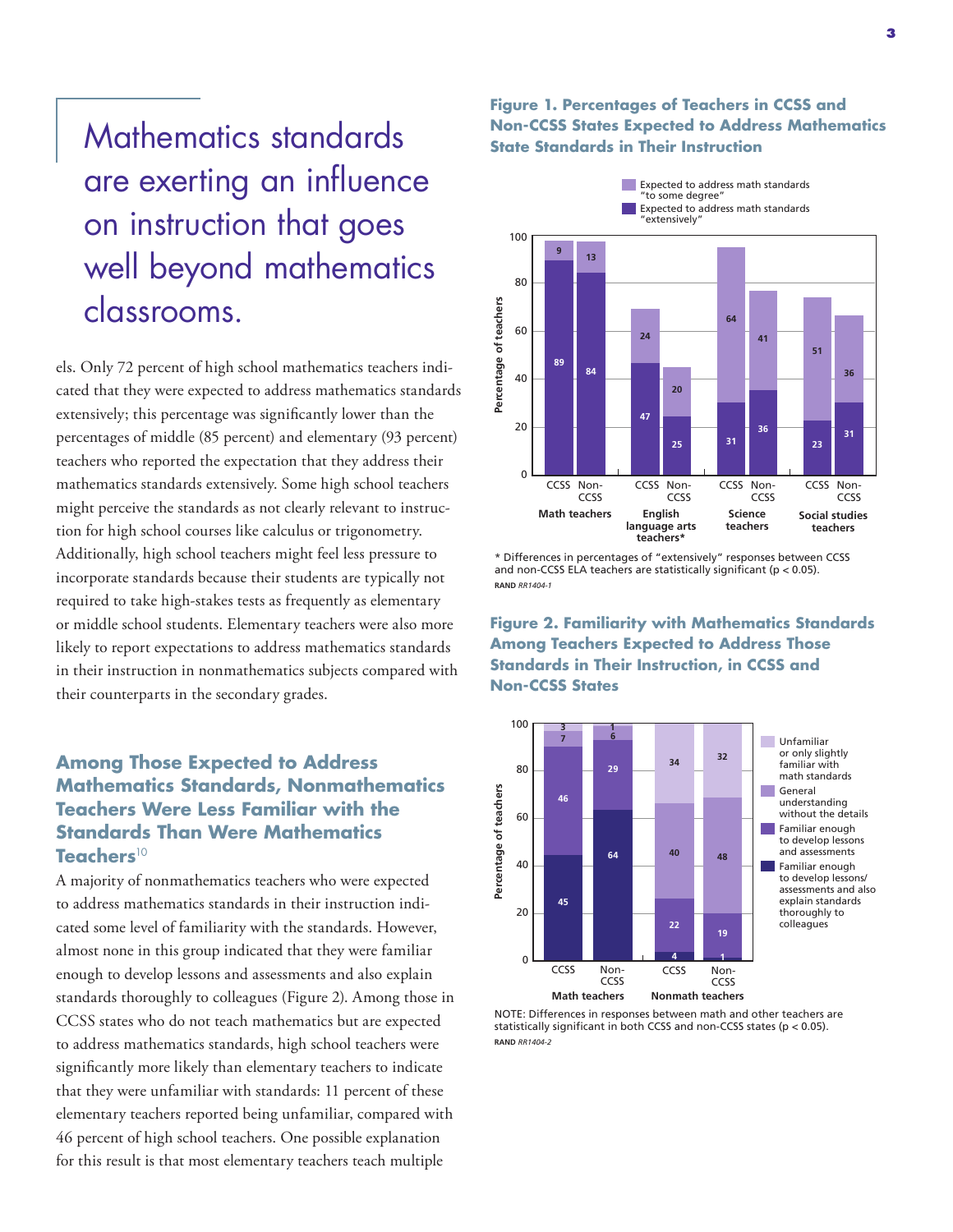> Mathematics standards are exerting an influence on instruction that goes well beyond mathematics classrooms.

els. Only 72 percent of high school mathematics teachers indicated that they were expected to address mathematics standards extensively; this percentage was significantly lower than the percentages of middle (85 percent) and elementary (93 percent) teachers who reported the expectation that they address their mathematics standards extensively. Some high school teachers might perceive the standards as not clearly relevant to instruction for high school courses like calculus or trigonometry. Additionally, high school teachers might feel less pressure to incorporate standards because their students are typically not required to take high-stakes tests as frequently as elementary or middle school students. Elementary teachers were also more likely to report expectations to address mathematics standards in their instruction in nonmathematics subjects compared with their counterparts in the secondary grades.

## Among Those Expected to Address Mathematics Standards, Nonmathematics Teachers Were Less Familiar with the Standards Than Were Mathematics Teachers[10]

A majority of nonmathematics teachers who were expected to address mathematics standards in their instruction indicated some level of familiarity with the standards. However, almost none in this group indicated that they were familiar enough to develop lessons and assessments and also explain standards thoroughly to colleagues (Figure 2). Among those in CCSS states who do not teach mathematics but are expected to address mathematics standards, high school teachers were significantly more likely than elementary teachers to indicate that they were unfamiliar with standards: 11 percent of these elementary teachers reported being unfamiliar, compared with 46 percent of high school teachers. One possible explanation for this result is that most elementary teachers teach multiple

### Figure 1. Percentages of Teachers in CCSS and Non-CCSS States Expected to Address Mathematics State Standards in Their Instruction

| Teachers | State | Expected to address math standards "extensively" | Expected to address math standards "to some degree" |
|---|---|---|---|
| Math teachers | CCSS | 89 | 9 |
| | Non-CCSS | 84 | 13 |
| English language arts teachers* | CCSS | 47 | 24 |
| | Non-CCSS | 25 | 20 |
| Science teachers | CCSS | 31 | 64 |
| | Non-CCSS | 36 | 41 |
| Social studies teachers | CCSS | 23 | 51 |
| | Non-CCSS | 31 | 36 |

\* Differences in percentages of "extensively" responses between CCSS and non-CCSS ELA teachers are statistically significant ($p < 0.05$).

RAND *RR1404-1*

### Figure 2. Familiarity with Mathematics Standards Among Teachers Expected to Address Those Standards in Their Instruction, in CCSS and Non-CCSS States

| Teachers | State | Familiar enough to develop lessons/assessments and also explain standards thoroughly to colleagues | Familiar enough to develop lessons and assessments | General understanding without the details | Unfamiliar or only slightly familiar with math standards |
|---|---|---|---|---|---|
| Math teachers | CCSS | 45 | 46 | 7 | 3 |
| | Non-CCSS | 64 | 29 | 6 | 1 |
| Nonmath teachers | CCSS | 4 | 22 | 40 | 34 |
| | Non-CCSS | 1 | 19 | 48 | 32 |

NOTE: Differences in responses between math and other teachers are statistically significant in both CCSS and non-CCSS states ($p < 0.05$).

RAND *RR1404-2*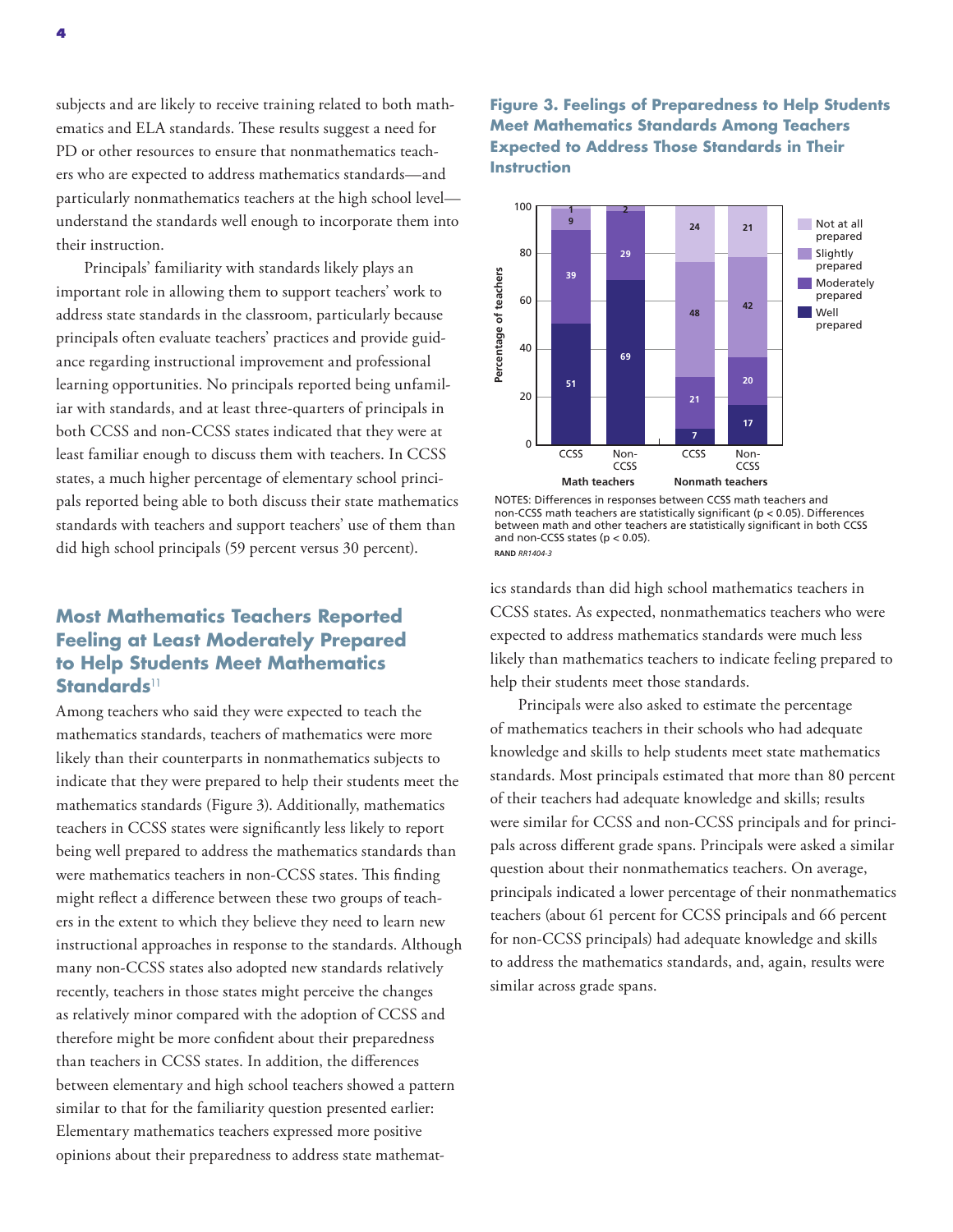subjects and are likely to receive training related to both mathematics and ELA standards. These results suggest a need for PD or other resources to ensure that nonmathematics teachers who are expected to address mathematics standards—and particularly nonmathematics teachers at the high school level—understand the standards well enough to incorporate them into their instruction.

Principals' familiarity with standards likely plays an important role in allowing them to support teachers' work to address state standards in the classroom, particularly because principals often evaluate teachers' practices and provide guidance regarding instructional improvement and professional learning opportunities. No principals reported being unfamiliar with standards, and at least three-quarters of principals in both CCSS and non-CCSS states indicated that they were at least familiar enough to discuss them with teachers. In CCSS states, a much higher percentage of elementary school principals reported being able to both discuss their state mathematics standards with teachers and support teachers' use of them than did high school principals (59 percent versus 30 percent).

## Most Mathematics Teachers Reported Feeling at Least Moderately Prepared to Help Students Meet Mathematics Standards[11]

Among teachers who said they were expected to teach the mathematics standards, teachers of mathematics were more likely than their counterparts in nonmathematics subjects to indicate that they were prepared to help their students meet the mathematics standards (Figure 3). Additionally, mathematics teachers in CCSS states were significantly less likely to report being well prepared to address the mathematics standards than were mathematics teachers in non-CCSS states. This finding might reflect a difference between these two groups of teachers in the extent to which they believe they need to learn new instructional approaches in response to the standards. Although many non-CCSS states also adopted new standards relatively recently, teachers in those states might perceive the changes as relatively minor compared with the adoption of CCSS and therefore might be more confident about their preparedness than teachers in CCSS states. In addition, the differences between elementary and high school teachers showed a pattern similar to that for the familiarity question presented earlier: Elementary mathematics teachers expressed more positive opinions about their preparedness to address state mathematics standards than did high school mathematics teachers in CCSS states. As expected, nonmathematics teachers who were expected to address mathematics standards were much less likely than mathematics teachers to indicate feeling prepared to help their students meet those standards.

**Figure 3. Feelings of Preparedness to Help Students Meet Mathematics Standards Among Teachers Expected to Address Those Standards in Their Instruction**

| Percentage of teachers | Math teachers: CCSS | Math teachers: Non-CCSS | Nonmath teachers: CCSS | Nonmath teachers: Non-CCSS |
|---|---|---|---|---|
| Not at all prepared | 1 | | 24 | 21 |
| Slightly prepared | 9 | 2 | 48 | 42 |
| Moderately prepared | 39 | 29 | 21 | 20 |
| Well prepared | 51 | 69 | 7 | 17 |

NOTES: Differences in responses between CCSS math teachers and non-CCSS math teachers are statistically significant ($p < 0.05$). Differences between math and other teachers are statistically significant in both CCSS and non-CCSS states ($p < 0.05$).

RAND *RR1404-3*

Principals were also asked to estimate the percentage of mathematics teachers in their schools who had adequate knowledge and skills to help students meet state mathematics standards. Most principals estimated that more than 80 percent of their teachers had adequate knowledge and skills; results were similar for CCSS and non-CCSS principals and for principals across different grade spans. Principals were asked a similar question about their nonmathematics teachers. On average, principals indicated a lower percentage of their nonmathematics teachers (about 61 percent for CCSS principals and 66 percent for non-CCSS principals) had adequate knowledge and skills to address the mathematics standards, and, again, results were similar across grade spans.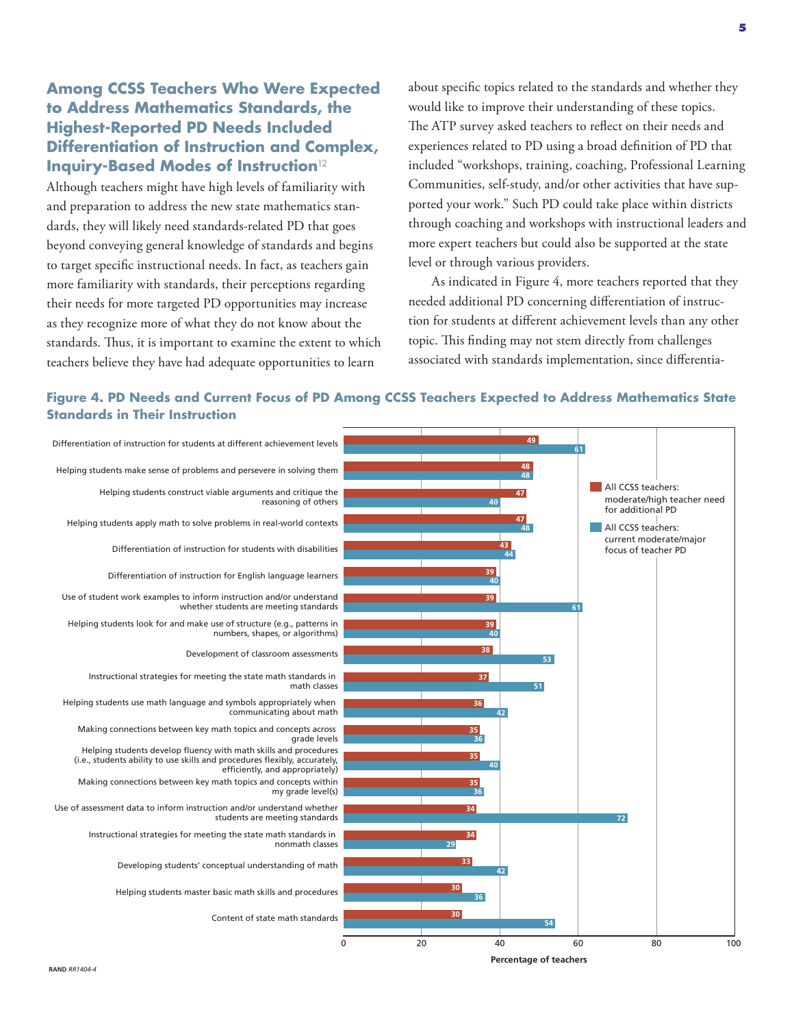## Among CCSS Teachers Who Were Expected to Address Mathematics Standards, the Highest-Reported PD Needs Included Differentiation of Instruction and Complex, Inquiry-Based Modes of Instruction[12]

Although teachers might have high levels of familiarity with and preparation to address the new state mathematics standards, they will likely need standards-related PD that goes beyond conveying general knowledge of standards and begins to target specific instructional needs. In fact, as teachers gain more familiarity with standards, their perceptions regarding their needs for more targeted PD opportunities may increase as they recognize more of what they do not know about the standards. Thus, it is important to examine the extent to which teachers believe they have had adequate opportunities to learn about specific topics related to the standards and whether they would like to improve their understanding of these topics. The ATP survey asked teachers to reflect on their needs and experiences related to PD using a broad definition of PD that included "workshops, training, coaching, Professional Learning Communities, self-study, and/or other activities that have supported your work." Such PD could take place within districts through coaching and workshops with instructional leaders and more expert teachers but could also be supported at the state level or through various providers.

As indicated in Figure 4, more teachers reported that they needed additional PD concerning differentiation of instruction for students at different achievement levels than any other topic. This finding may not stem directly from challenges associated with standards implementation, since differentia-

**Figure 4. PD Needs and Current Focus of PD Among CCSS Teachers Expected to Address Mathematics State Standards in Their Instruction**

| Topic | All CCSS teachers: moderate/high teacher need for additional PD | All CCSS teachers: current moderate/major focus of teacher PD |
|---|---|---|
| Differentiation of instruction for students at different achievement levels | 49 | 61 |
| Helping students make sense of problems and persevere in solving them | 48 | 48 |
| Helping students construct viable arguments and critique the reasoning of others | 47 | 40 |
| Helping students apply math to solve problems in real-world contexts | 47 | 48 |
| Differentiation of instruction for students with disabilities | 43 | 44 |
| Differentiation of instruction for English language learners | 39 | 40 |
| Use of student work examples to inform instruction and/or understand whether students are meeting standards | 39 | 61 |
| Helping students look for and make use of structure (e.g., patterns in numbers, shapes, or algorithms) | 39 | 40 |
| Development of classroom assessments | 38 | 53 |
| Instructional strategies for meeting the state math standards in math classes | 37 | 51 |
| Helping students use math language and symbols appropriately when communicating about math | 36 | 42 |
| Making connections between key math topics and concepts across grade levels | 35 | 36 |
| Helping students develop fluency with math skills and procedures (i.e., students ability to use skills and procedures flexibly, accurately, efficiently, and appropriately) | 35 | 40 |
| Making connections between key math topics and concepts within my grade level(s) | 35 | 36 |
| Use of assessment data to inform instruction and/or understand whether students are meeting standards | 34 | 72 |
| Instructional strategies for meeting the state math standards in nonmath classes | 34 | 29 |
| Developing students' conceptual understanding of math | 33 | 42 |
| Helping students master basic math skills and procedures | 30 | 36 |
| Content of state math standards | 30 | 54 |

Percentage of teachers

RAND *RR1404-4*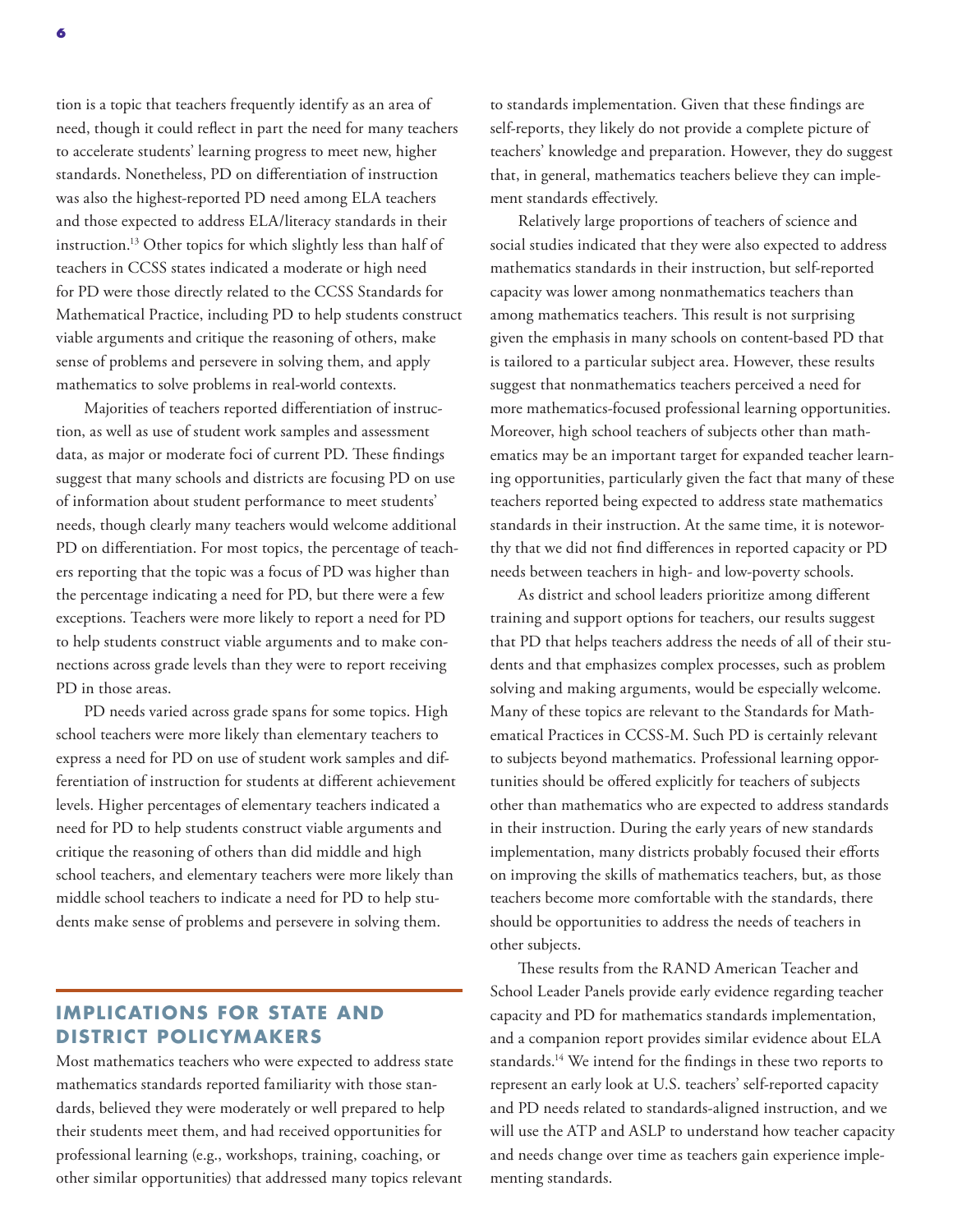tion is a topic that teachers frequently identify as an area of need, though it could reflect in part the need for many teachers to accelerate students' learning progress to meet new, higher standards. Nonetheless, PD on differentiation of instruction was also the highest-reported PD need among ELA teachers and those expected to address ELA/literacy standards in their instruction.[13] Other topics for which slightly less than half of teachers in CCSS states indicated a moderate or high need for PD were those directly related to the CCSS Standards for Mathematical Practice, including PD to help students construct viable arguments and critique the reasoning of others, make sense of problems and persevere in solving them, and apply mathematics to solve problems in real-world contexts.

Majorities of teachers reported differentiation of instruction, as well as use of student work samples and assessment data, as major or moderate foci of current PD. These findings suggest that many schools and districts are focusing PD on use of information about student performance to meet students' needs, though clearly many teachers would welcome additional PD on differentiation. For most topics, the percentage of teachers reporting that the topic was a focus of PD was higher than the percentage indicating a need for PD, but there were a few exceptions. Teachers were more likely to report a need for PD to help students construct viable arguments and to make connections across grade levels than they were to report receiving PD in those areas.

PD needs varied across grade spans for some topics. High school teachers were more likely than elementary teachers to express a need for PD on use of student work samples and differentiation of instruction for students at different achievement levels. Higher percentages of elementary teachers indicated a need for PD to help students construct viable arguments and critique the reasoning of others than did middle and high school teachers, and elementary teachers were more likely than middle school teachers to indicate a need for PD to help students make sense of problems and persevere in solving them.

## IMPLICATIONS FOR STATE AND DISTRICT POLICYMAKERS

Most mathematics teachers who were expected to address state mathematics standards reported familiarity with those standards, believed they were moderately or well prepared to help their students meet them, and had received opportunities for professional learning (e.g., workshops, training, coaching, or other similar opportunities) that addressed many topics relevant to standards implementation. Given that these findings are self-reports, they likely do not provide a complete picture of teachers' knowledge and preparation. However, they do suggest that, in general, mathematics teachers believe they can implement standards effectively.

Relatively large proportions of teachers of science and social studies indicated that they were also expected to address mathematics standards in their instruction, but self-reported capacity was lower among nonmathematics teachers than among mathematics teachers. This result is not surprising given the emphasis in many schools on content-based PD that is tailored to a particular subject area. However, these results suggest that nonmathematics teachers perceived a need for more mathematics-focused professional learning opportunities. Moreover, high school teachers of subjects other than mathematics may be an important target for expanded teacher learning opportunities, particularly given the fact that many of these teachers reported being expected to address state mathematics standards in their instruction. At the same time, it is noteworthy that we did not find differences in reported capacity or PD needs between teachers in high- and low-poverty schools.

As district and school leaders prioritize among different training and support options for teachers, our results suggest that PD that helps teachers address the needs of all of their students and that emphasizes complex processes, such as problem solving and making arguments, would be especially welcome. Many of these topics are relevant to the Standards for Mathematical Practices in CCSS-M. Such PD is certainly relevant to subjects beyond mathematics. Professional learning opportunities should be offered explicitly for teachers of subjects other than mathematics who are expected to address standards in their instruction. During the early years of new standards implementation, many districts probably focused their efforts on improving the skills of mathematics teachers, but, as those teachers become more comfortable with the standards, there should be opportunities to address the needs of teachers in other subjects.

These results from the RAND American Teacher and School Leader Panels provide early evidence regarding teacher capacity and PD for mathematics standards implementation, and a companion report provides similar evidence about ELA standards.[14] We intend for the findings in these two reports to represent an early look at U.S. teachers' self-reported capacity and PD needs related to standards-aligned instruction, and we will use the ATP and ASLP to understand how teacher capacity and needs change over time as teachers gain experience implementing standards.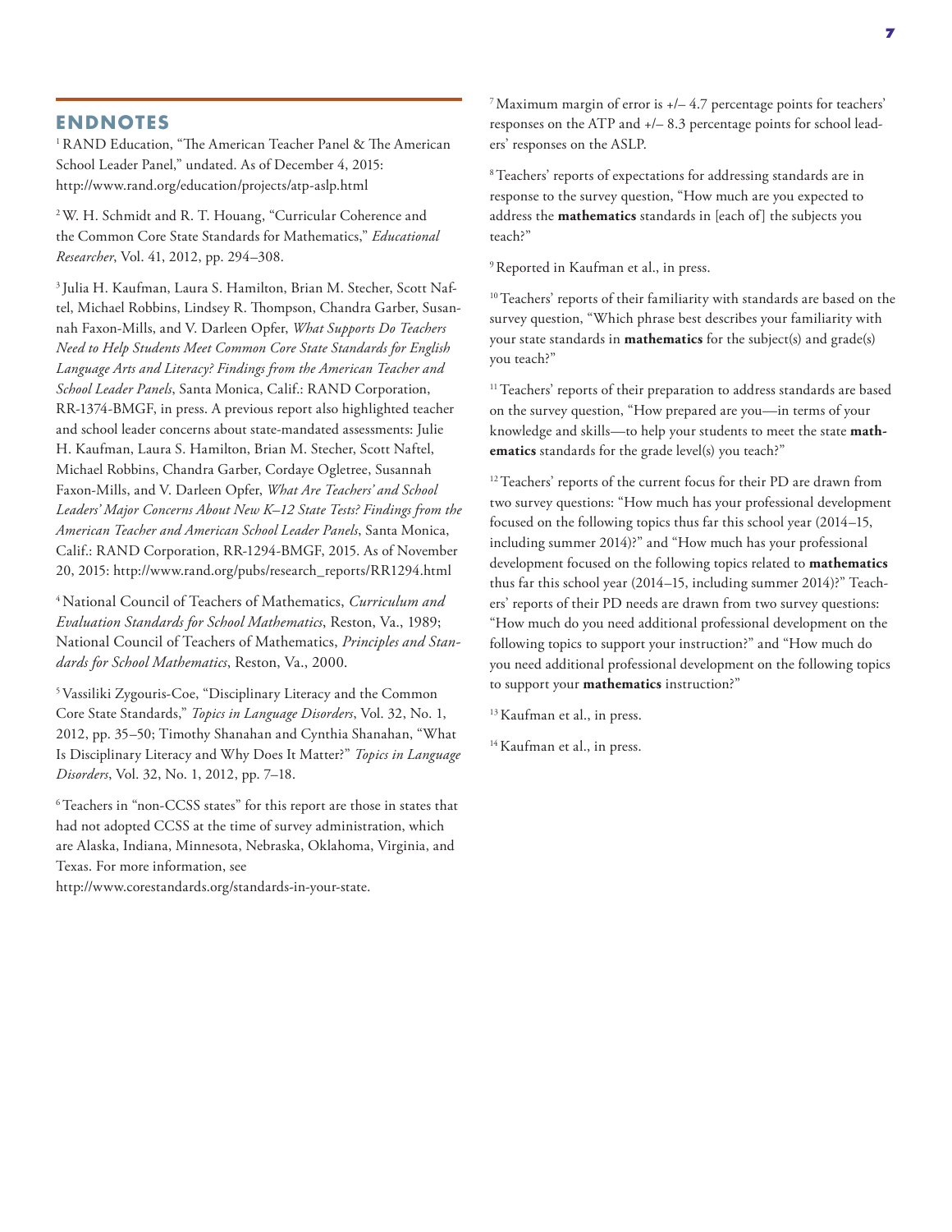## ENDNOTES

[1] RAND Education, "The American Teacher Panel & The American School Leader Panel," undated. As of December 4, 2015: http://www.rand.org/education/projects/atp-aslp.html

[2] W. H. Schmidt and R. T. Houang, "Curricular Coherence and the Common Core State Standards for Mathematics," *Educational Researcher*, Vol. 41, 2012, pp. 294–308.

[3] Julia H. Kaufman, Laura S. Hamilton, Brian M. Stecher, Scott Naftel, Michael Robbins, Lindsey R. Thompson, Chandra Garber, Susannah Faxon-Mills, and V. Darleen Opfer, *What Supports Do Teachers Need to Help Students Meet Common Core State Standards for English Language Arts and Literacy? Findings from the American Teacher and School Leader Panels*, Santa Monica, Calif.: RAND Corporation, RR-1374-BMGF, in press. A previous report also highlighted teacher and school leader concerns about state-mandated assessments: Julie H. Kaufman, Laura S. Hamilton, Brian M. Stecher, Scott Naftel, Michael Robbins, Chandra Garber, Cordaye Ogletree, Susannah Faxon-Mills, and V. Darleen Opfer, *What Are Teachers' and School Leaders' Major Concerns About New K–12 State Tests? Findings from the American Teacher and American School Leader Panels*, Santa Monica, Calif.: RAND Corporation, RR-1294-BMGF, 2015. As of November 20, 2015: http://www.rand.org/pubs/research_reports/RR1294.html

[4] National Council of Teachers of Mathematics, *Curriculum and Evaluation Standards for School Mathematics*, Reston, Va., 1989; National Council of Teachers of Mathematics, *Principles and Standards for School Mathematics*, Reston, Va., 2000.

[5] Vassiliki Zygouris-Coe, "Disciplinary Literacy and the Common Core State Standards," *Topics in Language Disorders*, Vol. 32, No. 1, 2012, pp. 35–50; Timothy Shanahan and Cynthia Shanahan, "What Is Disciplinary Literacy and Why Does It Matter?" *Topics in Language Disorders*, Vol. 32, No. 1, 2012, pp. 7–18.

[6] Teachers in "non-CCSS states" for this report are those in states that had not adopted CCSS at the time of survey administration, which are Alaska, Indiana, Minnesota, Nebraska, Oklahoma, Virginia, and Texas. For more information, see http://www.corestandards.org/standards-in-your-state.

[7] Maximum margin of error is +/– 4.7 percentage points for teachers' responses on the ATP and +/– 8.3 percentage points for school leaders' responses on the ASLP.

[8] Teachers' reports of expectations for addressing standards are in response to the survey question, "How much are you expected to address the **mathematics** standards in [each of] the subjects you teach?"

[9] Reported in Kaufman et al., in press.

[10] Teachers' reports of their familiarity with standards are based on the survey question, "Which phrase best describes your familiarity with your state standards in **mathematics** for the subject(s) and grade(s) you teach?"

[11] Teachers' reports of their preparation to address standards are based on the survey question, "How prepared are you—in terms of your knowledge and skills—to help your students to meet the state **mathematics** standards for the grade level(s) you teach?"

[12] Teachers' reports of the current focus for their PD are drawn from two survey questions: "How much has your professional development focused on the following topics thus far this school year (2014–15, including summer 2014)?" and "How much has your professional development focused on the following topics related to **mathematics** thus far this school year (2014–15, including summer 2014)?" Teachers' reports of their PD needs are drawn from two survey questions: "How much do you need additional professional development on the following topics to support your instruction?" and "How much do you need additional professional development on the following topics to support your **mathematics** instruction?"

[13] Kaufman et al., in press.

[14] Kaufman et al., in press.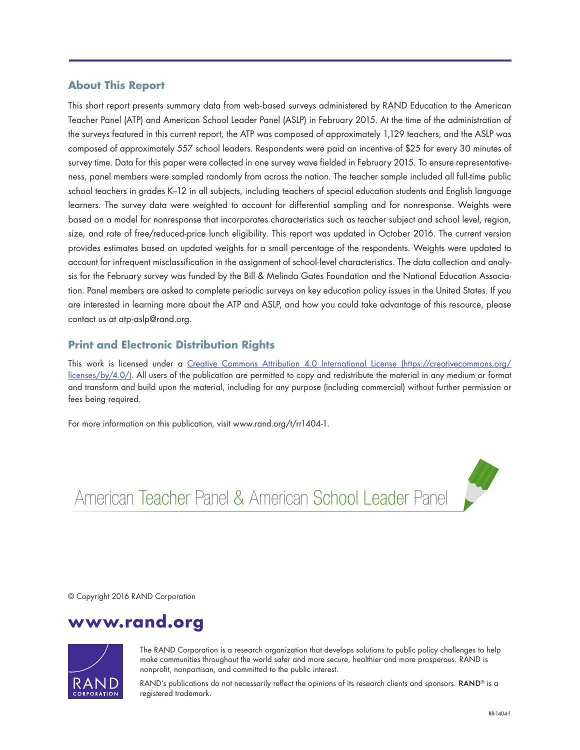## About This Report

This short report presents summary data from web-based surveys administered by RAND Education to the American Teacher Panel (ATP) and American School Leader Panel (ASLP) in February 2015. At the time of the administration of the surveys featured in this current report, the ATP was composed of approximately 1,129 teachers, and the ASLP was composed of approximately 557 school leaders. Respondents were paid an incentive of $25 for every 30 minutes of survey time. Data for this paper were collected in one survey wave fielded in February 2015. To ensure representativeness, panel members were sampled randomly from across the nation. The teacher sample included all full-time public school teachers in grades K–12 in all subjects, including teachers of special education students and English language learners. The survey data were weighted to account for differential sampling and for nonresponse. Weights were based on a model for nonresponse that incorporates characteristics such as teacher subject and school level, region, size, and rate of free/reduced-price lunch eligibility. This report was updated in October 2016. The current version provides estimates based on updated weights for a small percentage of the respondents. Weights were updated to account for infrequent misclassification in the assignment of school-level characteristics. The data collection and analysis for the February survey was funded by the Bill & Melinda Gates Foundation and the National Education Association. Panel members are asked to complete periodic surveys on key education policy issues in the United States. If you are interested in learning more about the ATP and ASLP, and how you could take advantage of this resource, please contact us at atp-aslp@rand.org.

## Print and Electronic Distribution Rights

This work is licensed under a [Creative Commons Attribution 4.0 International License (https://creativecommons.org/licenses/by/4.0/)](https://creativecommons.org/licenses/by/4.0/). All users of the publication are permitted to copy and redistribute the material in any medium or format and transform and build upon the material, including for any purpose (including commercial) without further permission or fees being required.

For more information on this publication, visit www.rand.org/t/rr1404-1.

American Teacher Panel & American School Leader Panel

© Copyright 2016 RAND Corporation

**www.rand.org**

RAND CORPORATION

The RAND Corporation is a research organization that develops solutions to public policy challenges to help make communities throughout the world safer and more secure, healthier and more prosperous. RAND is nonprofit, nonpartisan, and committed to the public interest.

RAND's publications do not necessarily reflect the opinions of its research clients and sponsors. **RAND**® is a registered trademark.

RR-1404-1